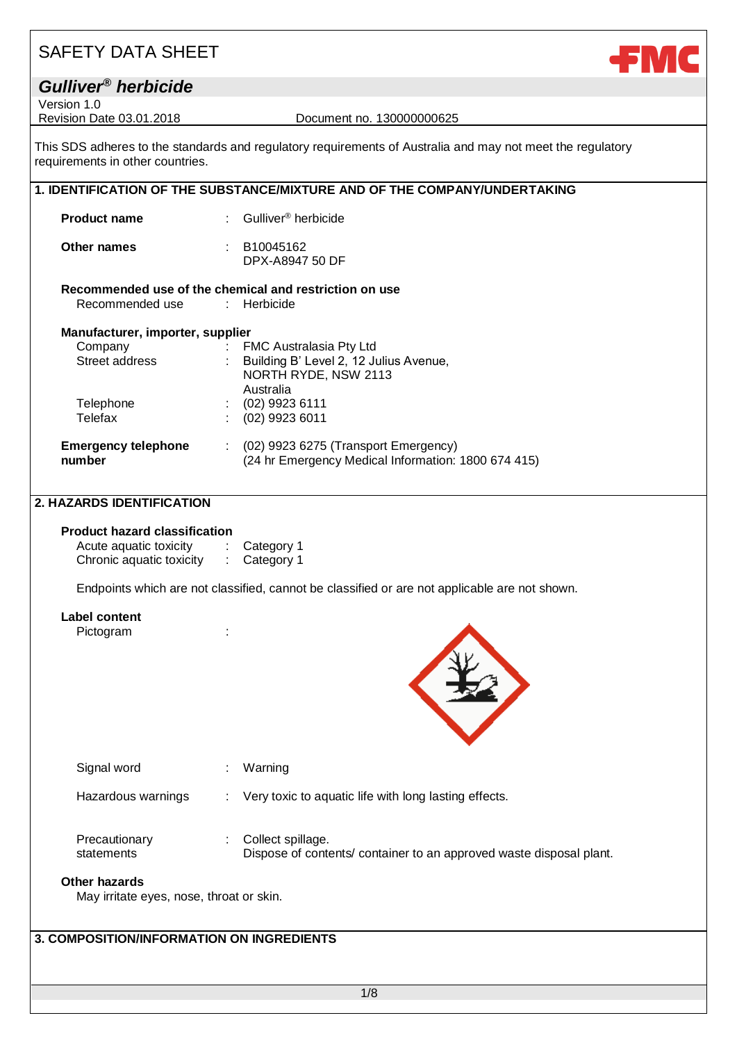# SAFETY DATA SHEET

## *Gulliver® herbicide*

Version 1.0
Revision Date 03.01.2018 Document no. 130000000625

This SDS adheres to the standards and regulatory requirements of Australia and may not meet the regulatory requirements in other countries.

## 1. IDENTIFICATION OF THE SUBSTANCE/MIXTURE AND OF THE COMPANY/UNDERTAKING

**Product name** : Gulliver® herbicide

**Other names** : B10045162
DPX-A8947 50 DF

**Recommended use of the chemical and restriction on use**

Recommended use : Herbicide

**Manufacturer, importer, supplier**

Company : FMC Australasia Pty Ltd
Street address : Building B' Level 2, 12 Julius Avenue, NORTH RYDE, NSW 2113 Australia
Telephone : (02) 9923 6111
Telefax : (02) 9923 6011

**Emergency telephone number** : (02) 9923 6275 (Transport Emergency)
(24 hr Emergency Medical Information: 1800 674 415)

## 2. HAZARDS IDENTIFICATION

**Product hazard classification**

Acute aquatic toxicity : Category 1
Chronic aquatic toxicity : Category 1

Endpoints which are not classified, cannot be classified or are not applicable are not shown.

**Label content**

Pictogram :

Signal word : Warning

Hazardous warnings : Very toxic to aquatic life with long lasting effects.

Precautionary statements : Collect spillage.
Dispose of contents/ container to an approved waste disposal plant.

**Other hazards**

May irritate eyes, nose, throat or skin.

## 3. COMPOSITION/INFORMATION ON INGREDIENTS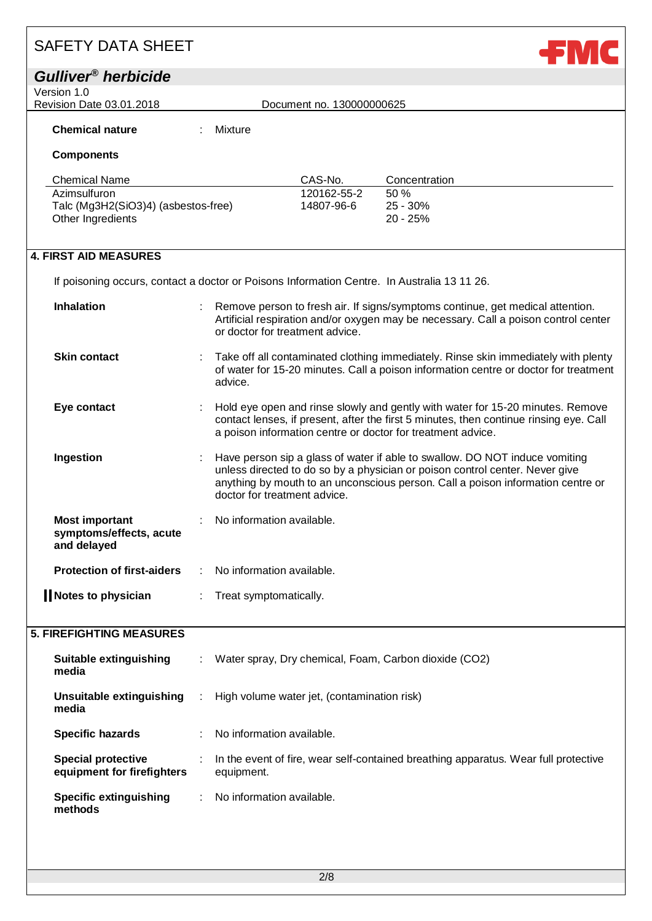**Chemical nature** : Mixture

**Components**

| Chemical Name | CAS-No. | Concentration |
|---|---|---|
| Azimsulfuron | 120162-55-2 | 50 % |
| Talc ($Mg_3H_2(SiO_3)_4$) (asbestos-free) | 14807-96-6 | 25 - 30% |
| Other Ingredients | | 20 - 25% |

## 4. FIRST AID MEASURES

If poisoning occurs, contact a doctor or Poisons Information Centre. In Australia 13 11 26.

**Inhalation** : Remove person to fresh air. If signs/symptoms continue, get medical attention. Artificial respiration and/or oxygen may be necessary. Call a poison control center or doctor for treatment advice.

**Skin contact** : Take off all contaminated clothing immediately. Rinse skin immediately with plenty of water for 15-20 minutes. Call a poison information centre or doctor for treatment advice.

**Eye contact** : Hold eye open and rinse slowly and gently with water for 15-20 minutes. Remove contact lenses, if present, after the first 5 minutes, then continue rinsing eye. Call a poison information centre or doctor for treatment advice.

**Ingestion** : Have person sip a glass of water if able to swallow. DO NOT induce vomiting unless directed to do so by a physician or poison control center. Never give anything by mouth to an unconscious person. Call a poison information centre or doctor for treatment advice.

**Most important symptoms/effects, acute and delayed** : No information available.

**Protection of first-aiders** : No information available.

**Notes to physician** : Treat symptomatically.

## 5. FIREFIGHTING MEASURES

**Suitable extinguishing media** : Water spray, Dry chemical, Foam, Carbon dioxide ($CO_2$)

**Unsuitable extinguishing media** : High volume water jet, (contamination risk)

**Specific hazards** : No information available.

**Special protective equipment for firefighters** : In the event of fire, wear self-contained breathing apparatus. Wear full protective equipment.

**Specific extinguishing methods** : No information available.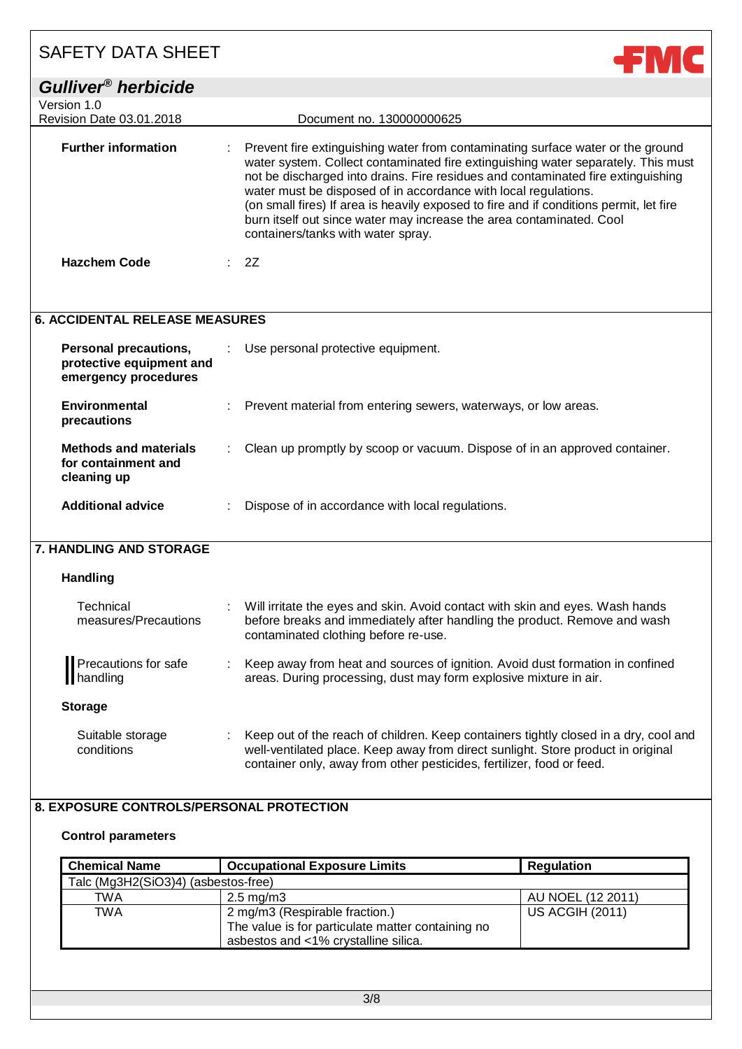**Further information** : Prevent fire extinguishing water from contaminating surface water or the ground water system. Collect contaminated fire extinguishing water separately. This must not be discharged into drains. Fire residues and contaminated fire extinguishing water must be disposed of in accordance with local regulations. (on small fires) If area is heavily exposed to fire and if conditions permit, let fire burn itself out since water may increase the area contaminated. Cool containers/tanks with water spray.

**Hazchem Code** : 2Z

## 6. ACCIDENTAL RELEASE MEASURES

**Personal precautions, protective equipment and emergency procedures** : Use personal protective equipment.

**Environmental precautions** : Prevent material from entering sewers, waterways, or low areas.

**Methods and materials for containment and cleaning up** : Clean up promptly by scoop or vacuum. Dispose of in an approved container.

**Additional advice** : Dispose of in accordance with local regulations.

## 7. HANDLING AND STORAGE

### Handling

Technical measures/Precautions : Will irritate the eyes and skin. Avoid contact with skin and eyes. Wash hands before breaks and immediately after handling the product. Remove and wash contaminated clothing before re-use.

Precautions for safe handling : Keep away from heat and sources of ignition. Avoid dust formation in confined areas. During processing, dust may form explosive mixture in air.

### Storage

Suitable storage conditions : Keep out of the reach of children. Keep containers tightly closed in a dry, cool and well-ventilated place. Keep away from direct sunlight. Store product in original container only, away from other pesticides, fertilizer, food or feed.

## 8. EXPOSURE CONTROLS/PERSONAL PROTECTION

### Control parameters

| Chemical Name | Occupational Exposure Limits | Regulation |
|---|---|---|
| Talc ($Mg_3H_2(SiO_3)_4$) (asbestos-free) | | |
| TWA | 2.5 mg/m3 | AU NOEL (12 2011) |
| TWA | 2 mg/m3 (Respirable fraction.) The value is for particulate matter containing no asbestos and <1% crystalline silica. | US ACGIH (2011) |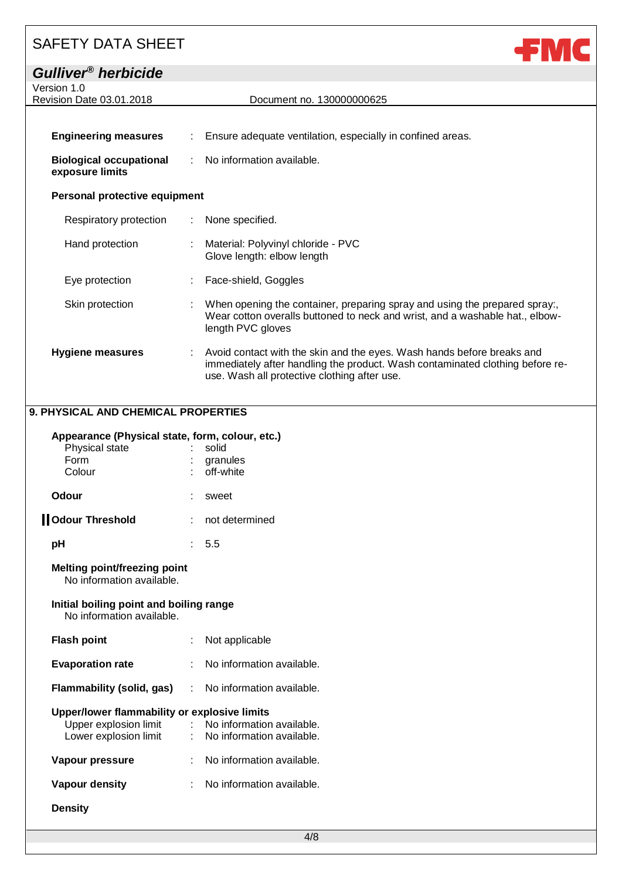**Engineering measures** : Ensure adequate ventilation, especially in confined areas.

**Biological occupational exposure limits** : No information available.

**Personal protective equipment**

Respiratory protection : None specified.

Hand protection : Material: Polyvinyl chloride - PVC
Glove length: elbow length

Eye protection : Face-shield, Goggles

Skin protection : When opening the container, preparing spray and using the prepared spray:, Wear cotton overalls buttoned to neck and wrist, and a washable hat., elbow-length PVC gloves

**Hygiene measures** : Avoid contact with the skin and the eyes. Wash hands before breaks and immediately after handling the product. Wash contaminated clothing before re-use. Wash all protective clothing after use.

## 9. PHYSICAL AND CHEMICAL PROPERTIES

**Appearance (Physical state, form, colour, etc.)**

Physical state : solid
Form : granules
Colour : off-white

**Odour** : sweet

**Odour Threshold** : not determined

**pH** : 5.5

**Melting point/freezing point**
No information available.

**Initial boiling point and boiling range**
No information available.

**Flash point** : Not applicable

**Evaporation rate** : No information available.

**Flammability (solid, gas)** : No information available.

**Upper/lower flammability or explosive limits**
Upper explosion limit : No information available.
Lower explosion limit : No information available.

**Vapour pressure** : No information available.

**Vapour density** : No information available.

**Density**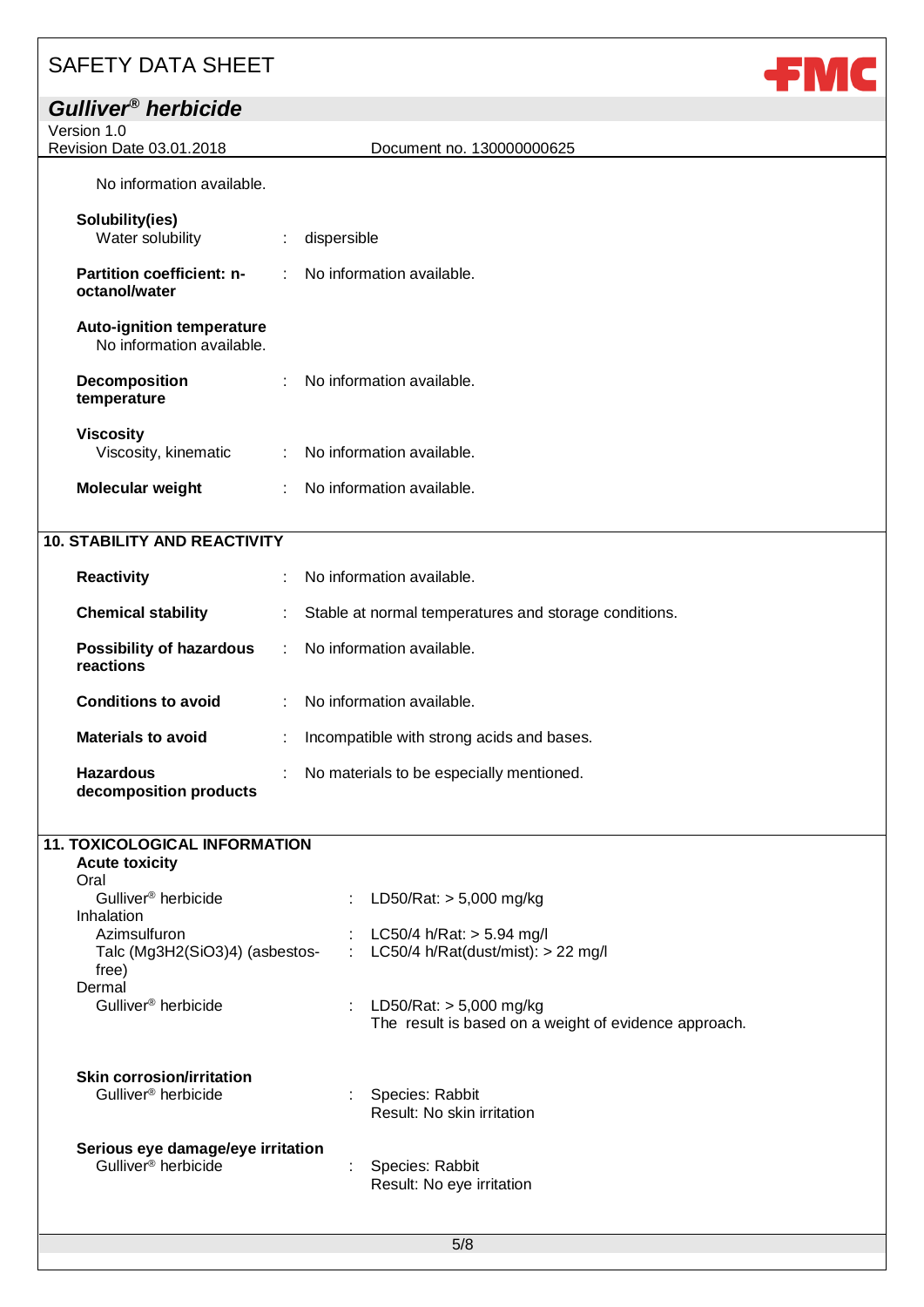No information available.

**Solubility(ies)**
Water solubility : dispersible

**Partition coefficient: n-octanol/water** : No information available.

**Auto-ignition temperature**
No information available.

**Decomposition temperature** : No information available.

**Viscosity**
Viscosity, kinematic : No information available.

**Molecular weight** : No information available.

## 10. STABILITY AND REACTIVITY

**Reactivity** : No information available.

**Chemical stability** : Stable at normal temperatures and storage conditions.

**Possibility of hazardous reactions** : No information available.

**Conditions to avoid** : No information available.

**Materials to avoid** : Incompatible with strong acids and bases.

**Hazardous decomposition products** : No materials to be especially mentioned.

## 11. TOXICOLOGICAL INFORMATION

**Acute toxicity**

Oral
Gulliver® herbicide : LD50/Rat: > 5,000 mg/kg

Inhalation
Azimsulfuron : LC50/4 h/Rat: > 5.94 mg/l
Talc ($Mg_3H_2(SiO_3)_4$) (asbestos-free) : LC50/4 h/Rat(dust/mist): > 22 mg/l

Dermal
Gulliver® herbicide : LD50/Rat: > 5,000 mg/kg
The result is based on a weight of evidence approach.

**Skin corrosion/irritation**
Gulliver® herbicide : Species: Rabbit
Result: No skin irritation

**Serious eye damage/eye irritation**
Gulliver® herbicide : Species: Rabbit
Result: No eye irritation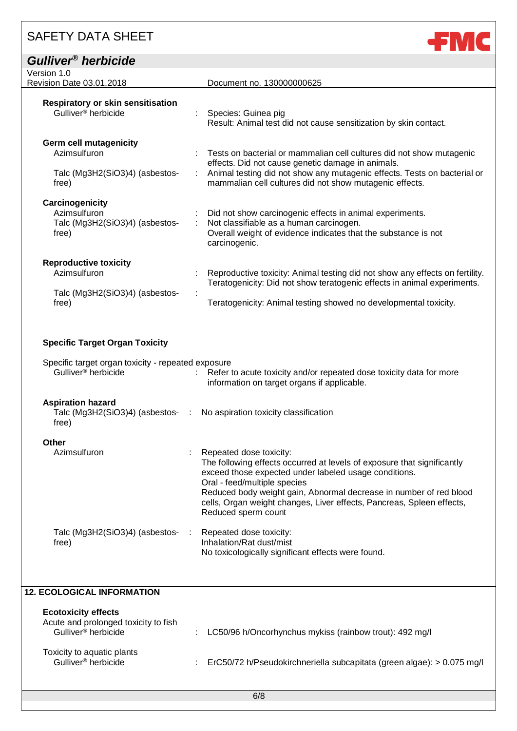**Respiratory or skin sensitisation**

| | | |
|---|---|---|
| Gulliver® herbicide | : | Species: Guinea pig<br>Result: Animal test did not cause sensitization by skin contact. |

**Germ cell mutagenicity**

| | | |
|---|---|---|
| Azimsulfuron | : | Tests on bacterial or mammalian cell cultures did not show mutagenic effects. Did not cause genetic damage in animals. |
| Talc ($Mg_3H_2(SiO_3)_4$) (asbestos-free) | : | Animal testing did not show any mutagenic effects. Tests on bacterial or mammalian cell cultures did not show mutagenic effects. |

**Carcinogenicity**

| | | |
|---|---|---|
| Azimsulfuron | : | Did not show carcinogenic effects in animal experiments. |
| Talc ($Mg_3H_2(SiO_3)_4$) (asbestos-free) | : | Not classifiable as a human carcinogen.<br>Overall weight of evidence indicates that the substance is not carcinogenic. |

**Reproductive toxicity**

| | | |
|---|---|---|
| Azimsulfuron | : | Reproductive toxicity: Animal testing did not show any effects on fertility.<br>Teratogenicity: Did not show teratogenic effects in animal experiments. |
| Talc ($Mg_3H_2(SiO_3)_4$) (asbestos-free) | : | Teratogenicity: Animal testing showed no developmental toxicity. |

**Specific Target Organ Toxicity**

Specific target organ toxicity - repeated exposure

| | | |
|---|---|---|
| Gulliver® herbicide | : | Refer to acute toxicity and/or repeated dose toxicity data for more information on target organs if applicable. |

**Aspiration hazard**

| | | |
|---|---|---|
| Talc ($Mg_3H_2(SiO_3)_4$) (asbestos-free) | : | No aspiration toxicity classification |

**Other**

| | | |
|---|---|---|
| Azimsulfuron | : | Repeated dose toxicity:<br>The following effects occurred at levels of exposure that significantly exceed those expected under labeled usage conditions.<br>Oral - feed/multiple species<br>Reduced body weight gain, Abnormal decrease in number of red blood cells, Organ weight changes, Liver effects, Pancreas, Spleen effects, Reduced sperm count |
| Talc ($Mg_3H_2(SiO_3)_4$) (asbestos-free) | : | Repeated dose toxicity:<br>Inhalation/Rat dust/mist<br>No toxicologically significant effects were found. |

## 12. ECOLOGICAL INFORMATION

**Ecotoxicity effects**

Acute and prolonged toxicity to fish

| | | |
|---|---|---|
| Gulliver® herbicide | : | LC50/96 h/Oncorhynchus mykiss (rainbow trout): 492 mg/l |

Toxicity to aquatic plants

| | | |
|---|---|---|
| Gulliver® herbicide | : | ErC50/72 h/Pseudokirchneriella subcapitata (green algae): > 0.075 mg/l |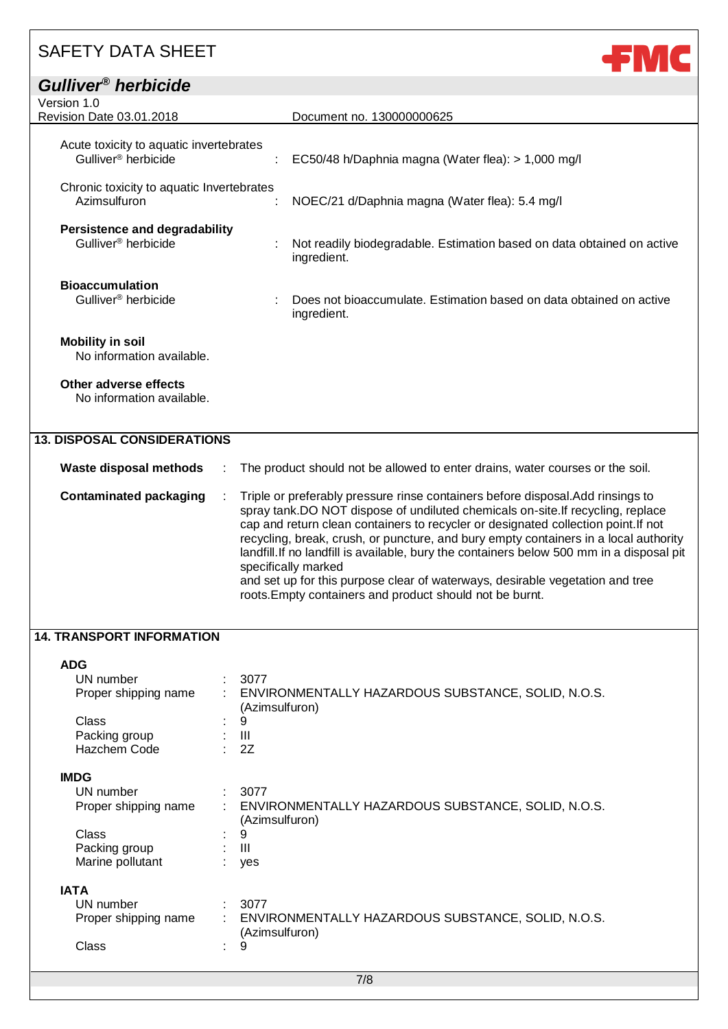Acute toxicity to aquatic invertebrates

Gulliver® herbicide : EC50/48 h/Daphnia magna (Water flea): > 1,000 mg/l

Chronic toxicity to aquatic Invertebrates

Azimsulfuron : NOEC/21 d/Daphnia magna (Water flea): 5.4 mg/l

**Persistence and degradability**

Gulliver® herbicide : Not readily biodegradable. Estimation based on data obtained on active ingredient.

**Bioaccumulation**

Gulliver® herbicide : Does not bioaccumulate. Estimation based on data obtained on active ingredient.

**Mobility in soil**

No information available.

**Other adverse effects**

No information available.

## 13. DISPOSAL CONSIDERATIONS

**Waste disposal methods** : The product should not be allowed to enter drains, water courses or the soil.

**Contaminated packaging** : Triple or preferably pressure rinse containers before disposal.Add rinsings to spray tank.DO NOT dispose of undiluted chemicals on-site.If recycling, replace cap and return clean containers to recycler or designated collection point.If not recycling, break, crush, or puncture, and bury empty containers in a local authority landfill.If no landfill is available, bury the containers below 500 mm in a disposal pit specifically marked
and set up for this purpose clear of waterways, desirable vegetation and tree roots.Empty containers and product should not be burnt.

## 14. TRANSPORT INFORMATION

**ADG**

UN number : 3077
Proper shipping name : ENVIRONMENTALLY HAZARDOUS SUBSTANCE, SOLID, N.O.S. (Azimsulfuron)
Class : 9
Packing group : III
Hazchem Code : 2Z

**IMDG**

UN number : 3077
Proper shipping name : ENVIRONMENTALLY HAZARDOUS SUBSTANCE, SOLID, N.O.S. (Azimsulfuron)
Class : 9
Packing group : III
Marine pollutant : yes

**IATA**

UN number : 3077
Proper shipping name : ENVIRONMENTALLY HAZARDOUS SUBSTANCE, SOLID, N.O.S. (Azimsulfuron)
Class : 9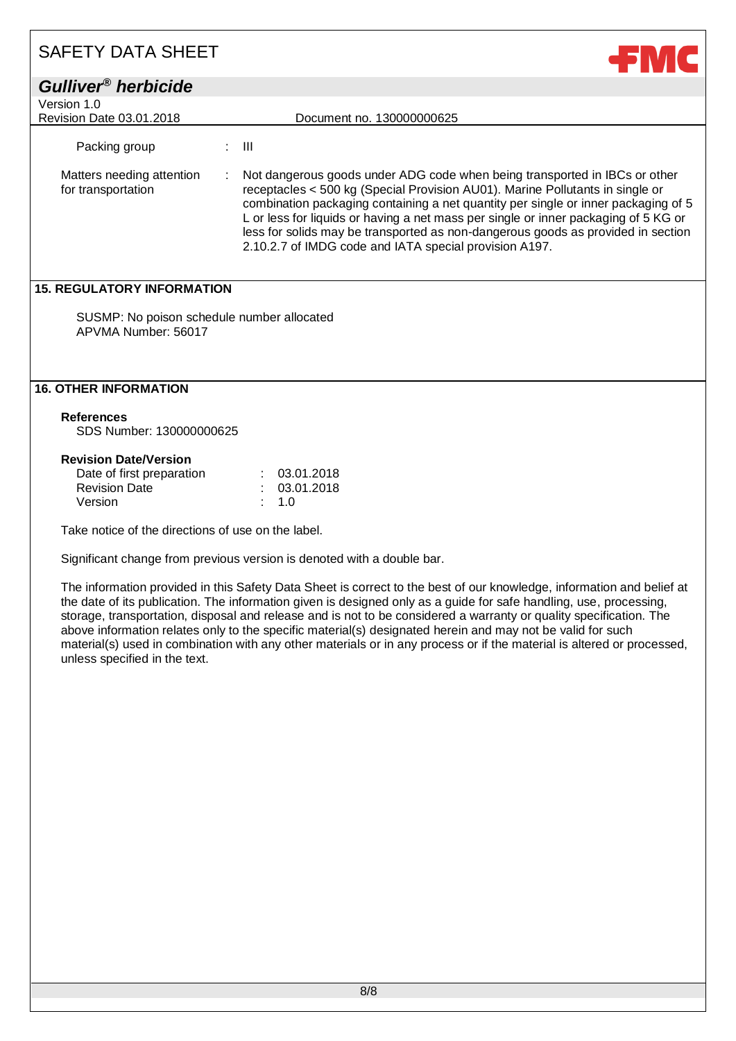Packing group : III

Matters needing attention for transportation : Not dangerous goods under ADG code when being transported in IBCs or other receptacles < 500 kg (Special Provision AU01). Marine Pollutants in single or combination packaging containing a net quantity per single or inner packaging of 5 L or less for liquids or having a net mass per single or inner packaging of 5 KG or less for solids may be transported as non-dangerous goods as provided in section 2.10.2.7 of IMDG code and IATA special provision A197.

## 15. REGULATORY INFORMATION

SUSMP: No poison schedule number allocated
APVMA Number: 56017

## 16. OTHER INFORMATION

**References**
SDS Number: 130000000625

**Revision Date/Version**

| | |
|---|---|
| Date of first preparation | : 03.01.2018 |
| Revision Date | : 03.01.2018 |
| Version | : 1.0 |

Take notice of the directions of use on the label.

Significant change from previous version is denoted with a double bar.

The information provided in this Safety Data Sheet is correct to the best of our knowledge, information and belief at the date of its publication. The information given is designed only as a guide for safe handling, use, processing, storage, transportation, disposal and release and is not to be considered a warranty or quality specification. The above information relates only to the specific material(s) designated herein and may not be valid for such material(s) used in combination with any other materials or in any process or if the material is altered or processed, unless specified in the text.